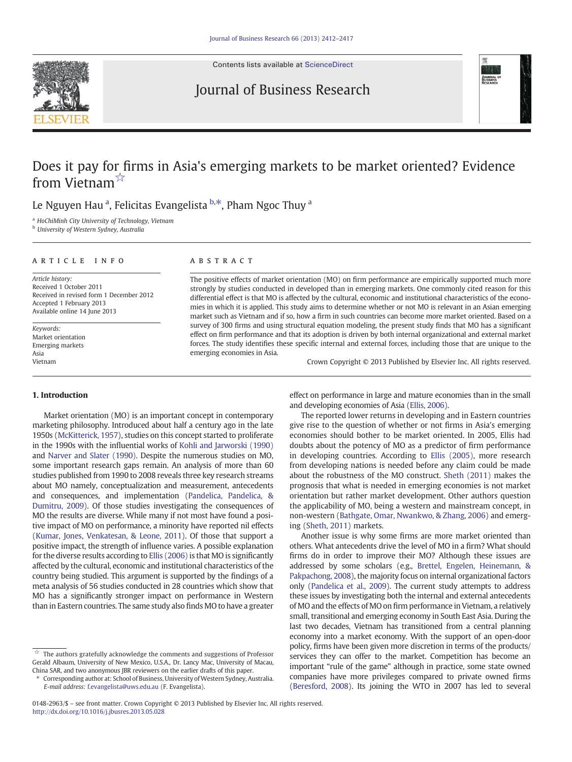# Does it pay for firms in Asia's emerging markets to be market oriented? Evidence from Vietnam[☆]

Le Nguyen Hau [a], Felicitas Evangelista [b,*], Pham Ngoc Thuy [a]

[a] HoChiMinh City University of Technology, Vietnam

[b] University of Western Sydney, Australia

## ARTICLE INFO

*Article history:*
Received 1 October 2011
Received in revised form 1 December 2012
Accepted 1 February 2013
Available online 14 June 2013

*Keywords:*
Market orientation
Emerging markets
Asia
Vietnam

## ABSTRACT

The positive effects of market orientation (MO) on firm performance are empirically supported much more strongly by studies conducted in developed than in emerging markets. One commonly cited reason for this differential effect is that MO is affected by the cultural, economic and institutional characteristics of the economies in which it is applied. This study aims to determine whether or not MO is relevant in an Asian emerging market such as Vietnam and if so, how a firm in such countries can become more market oriented. Based on a survey of 300 firms and using structural equation modeling, the present study finds that MO has a significant effect on firm performance and that its adoption is driven by both internal organizational and external market forces. The study identifies these specific internal and external forces, including those that are unique to the emerging economies in Asia.

Crown Copyright © 2013 Published by Elsevier Inc. All rights reserved.

## 1. Introduction

Market orientation (MO) is an important concept in contemporary marketing philosophy. Introduced about half a century ago in the late 1950s (McKitterick, 1957), studies on this concept started to proliferate in the 1990s with the influential works of Kohli and Jarworski (1990) and Narver and Slater (1990). Despite the numerous studies on MO, some important research gaps remain. An analysis of more than 60 studies published from 1990 to 2008 reveals three key research streams about MO namely, conceptualization and measurement, antecedents and consequences, and implementation (Pandelica, Pandelica, & Dumitru, 2009). Of those studies investigating the consequences of MO the results are diverse. While many if not most have found a positive impact of MO on performance, a minority have reported nil effects (Kumar, Jones, Venkatesan, & Leone, 2011). Of those that support a positive impact, the strength of influence varies. A possible explanation for the diverse results according to Ellis (2006) is that MO is significantly affected by the cultural, economic and institutional characteristics of the country being studied. This argument is supported by the findings of a meta analysis of 56 studies conducted in 28 countries which show that MO has a significantly stronger impact on performance in Western than in Eastern countries. The same study also finds MO to have a greater effect on performance in large and mature economies than in the small and developing economies of Asia (Ellis, 2006).

The reported lower returns in developing and in Eastern countries give rise to the question of whether or not firms in Asia's emerging economies should bother to be market oriented. In 2005, Ellis had doubts about the potency of MO as a predictor of firm performance in developing countries. According to Ellis (2005), more research from developing nations is needed before any claim could be made about the robustness of the MO construct. Sheth (2011) makes the prognosis that what is needed in emerging economies is not market orientation but rather market development. Other authors question the applicability of MO, being a western and mainstream concept, in non-western (Bathgate, Omar, Nwankwo, & Zhang, 2006) and emerging (Sheth, 2011) markets.

Another issue is why some firms are more market oriented than others. What antecedents drive the level of MO in a firm? What should firms do in order to improve their MO? Although these issues are addressed by some scholars (e.g., Brettel, Engelen, Heinemann, & Pakpachong, 2008), the majority focus on internal organizational factors only (Pandelica et al., 2009). The current study attempts to address these issues by investigating both the internal and external antecedents of MO and the effects of MO on firm performance in Vietnam, a relatively small, transitional and emerging economy in South East Asia. During the last two decades, Vietnam has transitioned from a central planning economy into a market economy. With the support of an open-door policy, firms have been given more discretion in terms of the products/services they can offer to the market. Competition has become an important "rule of the game" although in practice, some state owned companies have more privileges compared to private owned firms (Beresford, 2008). Its joining the WTO in 2007 has led to several

---

[☆] The authors gratefully acknowledge the comments and suggestions of Professor Gerald Albaum, University of New Mexico, U.S.A., Dr. Lancy Mac, University of Macau, China SAR, and two anonymous JBR reviewers on the earlier drafts of this paper.

[*] Corresponding author at: School of Business, University of Western Sydney, Australia. *E-mail address:* f.evangelista@uws.edu.au (F. Evangelista).

0148-2963/$ – see front matter. Crown Copyright © 2013 Published by Elsevier Inc. All rights reserved.
http://dx.doi.org/10.1016/j.jbusres.2013.05.028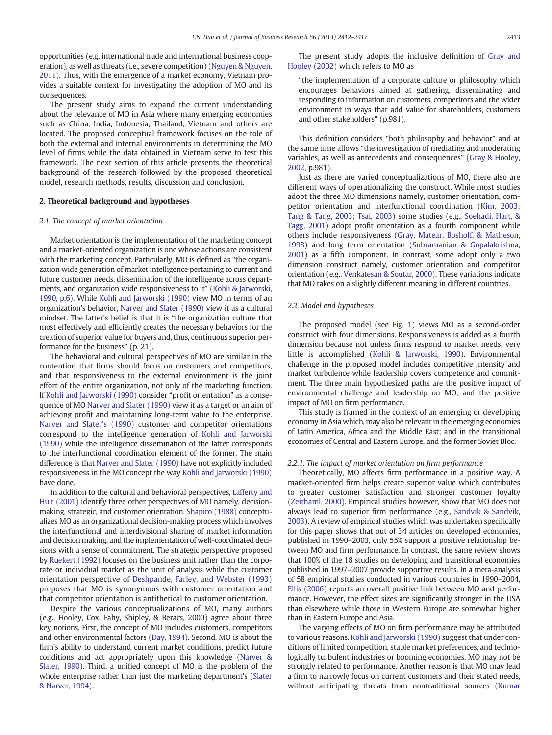opportunities (e.g. international trade and international business cooperation), as well as threats (i.e., severe competition) (Nguyen & Nguyen, 2011). Thus, with the emergence of a market economy, Vietnam provides a suitable context for investigating the adoption of MO and its consequences.

The present study aims to expand the current understanding about the relevance of MO in Asia where many emerging economies such as China, India, Indonesia, Thailand, Vietnam and others are located. The proposed conceptual framework focuses on the role of both the external and internal environments in determining the MO level of firms while the data obtained in Vietnam serve to test this framework. The next section of this article presents the theoretical background of the research followed by the proposed theoretical model, research methods, results, discussion and conclusion.

## 2. Theoretical background and hypotheses

### 2.1. The concept of market orientation

Market orientation is the implementation of the marketing concept and a market-oriented organization is one whose actions are consistent with the marketing concept. Particularly, MO is defined as "the organization wide generation of market intelligence pertaining to current and future customer needs, dissemination of the intelligence across departments, and organization wide responsiveness to it" (Kohli & Jarworski, 1990, p.6). While Kohli and Jarworski (1990) view MO in terms of an organization's behavior, Narver and Slater (1990) view it as a cultural mindset. The latter's belief is that it is "the organization culture that most effectively and efficiently creates the necessary behaviors for the creation of superior value for buyers and, thus, continuous superior performance for the business" (p. 21).

The behavioral and cultural perspectives of MO are similar in the contention that firms should focus on customers and competitors, and that responsiveness to the external environment is the joint effort of the entire organization, not only of the marketing function. If Kohli and Jarworski (1990) consider "profit orientation" as a consequence of MO Narver and Slater (1990) view it as a target or an aim of achieving profit and maintaining long-term value to the enterprise. Narver and Slater's (1990) customer and competitor orientations correspond to the intelligence generation of Kohli and Jarworski (1990) while the intelligence dissemination of the latter corresponds to the interfunctional coordination element of the former. The main difference is that Narver and Slater (1990) have not explicitly included responsiveness in the MO concept the way Kohli and Jarworski (1990) have done.

In addition to the cultural and behavioral perspectives, Lafferty and Hult (2001) identify three other perspectives of MO namely, decision-making, strategic, and customer orientation. Shapiro (1988) conceptualizes MO as an organizational decision-making process which involves the interfunctional and interdivisional sharing of market information and decision making, and the implementation of well-coordinated decisions with a sense of commitment. The strategic perspective proposed by Ruekert (1992) focuses on the business unit rather than the corporate or individual market as the unit of analysis while the customer orientation perspective of Deshpande, Farley, and Webster (1993) proposes that MO is synonymous with customer orientation and that competitor orientation is antithetical to customer orientation.

Despite the various conceptualizations of MO, many authors (e.g., Hooley, Cox, Fahy, Shipley, & Beracs, 2000) agree about three key notions. First, the concept of MO includes customers, competitors and other environmental factors (Day, 1994). Second, MO is about the firm's ability to understand current market conditions, predict future conditions and act appropriately upon this knowledge (Narver & Slater, 1990). Third, a unified concept of MO is the problem of the whole enterprise rather than just the marketing department's (Slater & Narver, 1994).

The present study adopts the inclusive definition of Gray and Hooley (2002) which refers to MO as

> "the implementation of a corporate culture or philosophy which encourages behaviors aimed at gathering, disseminating and responding to information on customers, competitors and the wider environment in ways that add value for shareholders, customers and other stakeholders" (p.981).

This definition considers "both philosophy and behavior" and at the same time allows "the investigation of mediating and moderating variables, as well as antecedents and consequences" (Gray & Hooley, 2002, p.981).

Just as there are varied conceptualizations of MO, there also are different ways of operationalizing the construct. While most studies adopt the three MO dimensions namely, customer orientation, competitor orientation and interfunctional coordination (Kim, 2003; Tang & Tang, 2003; Tsai, 2003) some studies (e.g., Soehadi, Hart, & Tagg, 2001) adopt profit orientation as a fourth component while others include responsiveness (Gray, Matear, Boshoff, & Matheson, 1998) and long term orientation (Subramanian & Gopalakrishna, 2001) as a fifth component. In contrast, some adopt only a two dimension construct namely, customer orientation and competitor orientation (e.g., Venkatesan & Soutar, 2000). These variations indicate that MO takes on a slightly different meaning in different countries.

### 2.2. Model and hypotheses

The proposed model (see Fig. 1) views MO as a second-order construct with four dimensions. Responsiveness is added as a fourth dimension because not unless firms respond to market needs, very little is accomplished (Kohli & Jarworski, 1990). Environmental challenge in the proposed model includes competitive intensity and market turbulence while leadership covers competence and commitment. The three main hypothesized paths are the positive impact of environmental challenge and leadership on MO, and the positive impact of MO on firm performance.

This study is framed in the context of an emerging or developing economy in Asia which, may also be relevant in the emerging economies of Latin America, Africa and the Middle East; and in the transitional economies of Central and Eastern Europe, and the former Soviet Bloc.

#### 2.2.1. The impact of market orientation on firm performance

Theoretically, MO affects firm performance in a positive way. A market-oriented firm helps create superior value which contributes to greater customer satisfaction and stronger customer loyalty (Zeithaml, 2000). Empirical studies however, show that MO does not always lead to superior firm performance (e.g., Sandvik & Sandvik, 2003). A review of empirical studies which was undertaken specifically for this paper shows that out of 34 articles on developed economies, published in 1990–2003, only 55% support a positive relationship between MO and firm performance. In contrast, the same review shows that 100% of the 18 studies on developing and transitional economies published in 1997–2007 provide supportive results. In a meta-analysis of 58 empirical studies conducted in various countries in 1990–2004, Ellis (2006) reports an overall positive link between MO and performance. However, the effect sizes are significantly stronger in the USA than elsewhere while those in Western Europe are somewhat higher than in Eastern Europe and Asia.

The varying effects of MO on firm performance may be attributed to various reasons. Kohli and Jarworski (1990) suggest that under conditions of limited competition, stable market preferences, and technologically turbulent industries or booming economies, MO may not be strongly related to performance. Another reason is that MO may lead a firm to narrowly focus on current customers and their stated needs, without anticipating threats from nontraditional sources (Kumar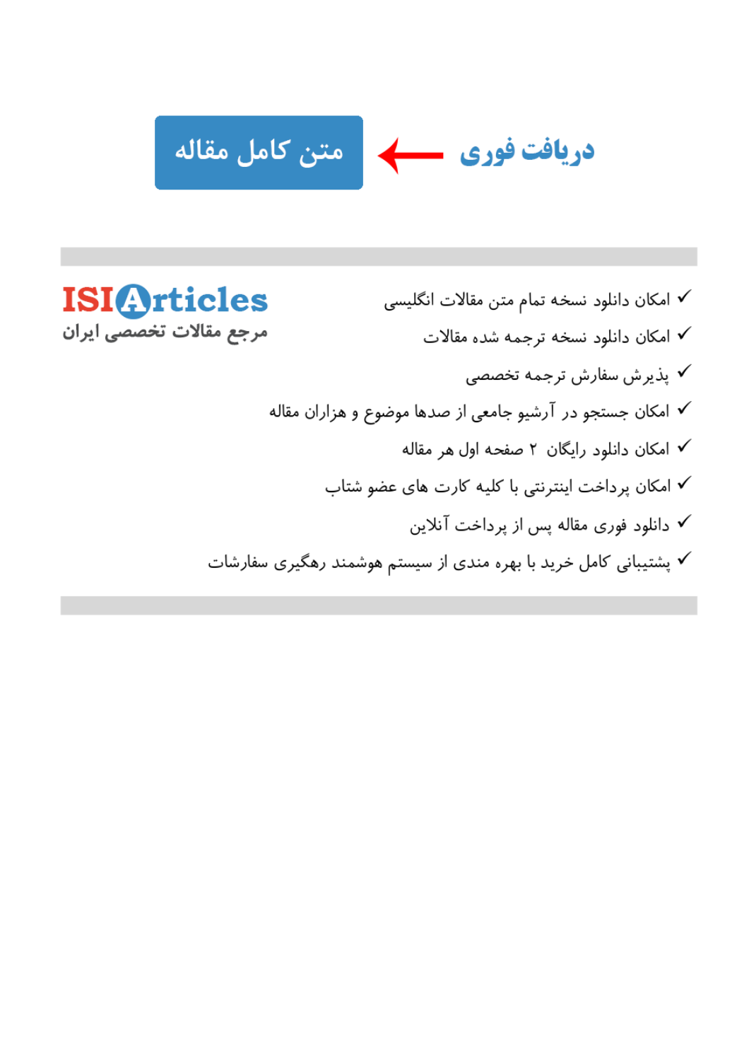دریافت فوری ← **متن کامل مقاله**

**ISIArticles**
مرجع مقالات تخصصی ایران

- ✓ امکان دانلود نسخه تمام متن مقالات انگلیسی
- ✓ امکان دانلود نسخه ترجمه شده مقالات
- ✓ پذیرش سفارش ترجمه تخصصی
- ✓ امکان جستجو در آرشیو جامعی از صدها موضوع و هزاران مقاله
- ✓ امکان دانلود رایگان ۲ صفحه اول هر مقاله
- ✓ امکان پرداخت اینترنتی با کلیه کارت های عضو شتاب
- ✓ دانلود فوری مقاله پس از پرداخت آنلاین
- ✓ پشتیبانی کامل خرید با بهره مندی از سیستم هوشمند رهگیری سفارشات